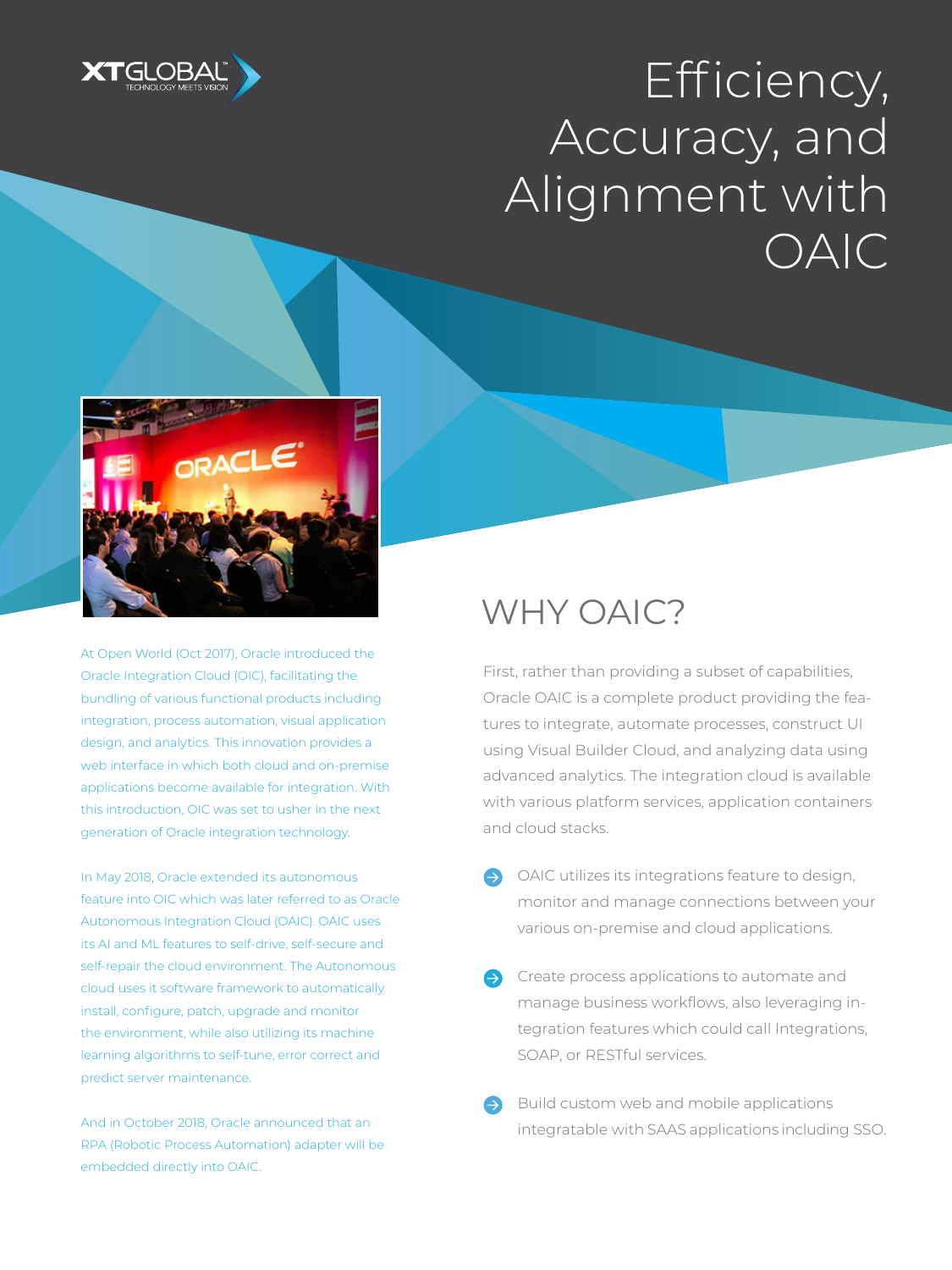XTGLOBAL TECHNOLOGY MEETS VISION

# Efficiency, Accuracy, and Alignment with OAIC

At Open World (Oct 2017), Oracle introduced the Oracle Integration Cloud (OIC), facilitating the bundling of various functional products including integration, process automation, visual application design, and analytics. This innovation provides a web interface in which both cloud and on-premise applications become available for integration. With this introduction, OIC was set to usher in the next generation of Oracle integration technology.

In May 2018, Oracle extended its autonomous feature into OIC which was later referred to as Oracle Autonomous Integration Cloud (OAIC). OAIC uses its AI and ML features to self-drive, self-secure and self-repair the cloud environment. The Autonomous cloud uses it software framework to automatically install, configure, patch, upgrade and monitor the environment, while also utilizing its machine learning algorithms to self-tune, error correct and predict server maintenance.

And in October 2018, Oracle announced that an RPA (Robotic Process Automation) adapter will be embedded directly into OAIC.

## WHY OAIC?

First, rather than providing a subset of capabilities, Oracle OAIC is a complete product providing the features to integrate, automate processes, construct UI using Visual Builder Cloud, and analyzing data using advanced analytics. The integration cloud is available with various platform services, application containers and cloud stacks.

- OAIC utilizes its integrations feature to design, monitor and manage connections between your various on-premise and cloud applications.
- Create process applications to automate and manage business workflows, also leveraging integration features which could call Integrations, SOAP, or RESTful services.
- Build custom web and mobile applications integratable with SAAS applications including SSO.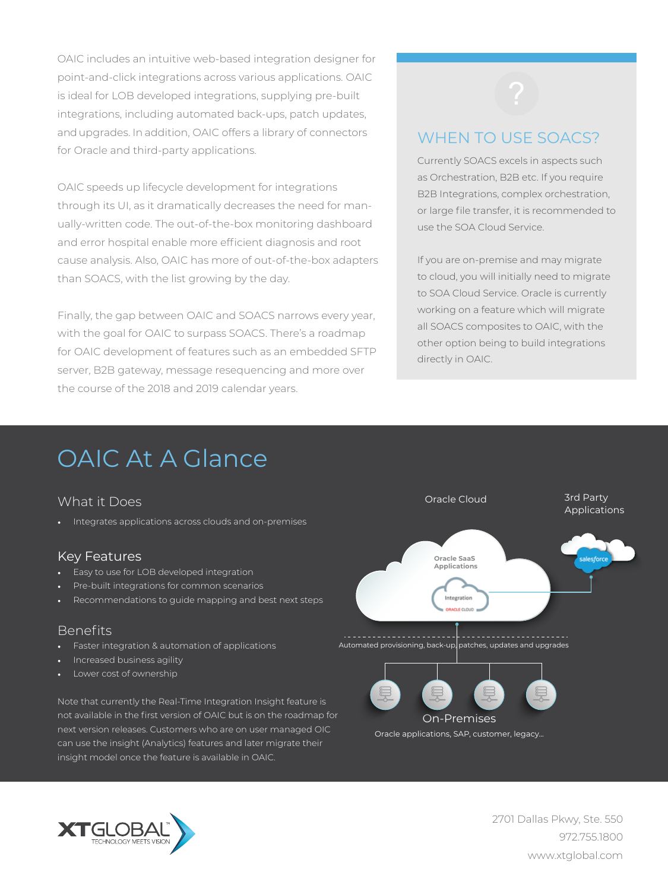OAIC includes an intuitive web-based integration designer for point-and-click integrations across various applications. OAIC is ideal for LOB developed integrations, supplying pre-built integrations, including automated back-ups, patch updates, and upgrades. In addition, OAIC offers a library of connectors for Oracle and third-party applications.

OAIC speeds up lifecycle development for integrations through its UI, as it dramatically decreases the need for manually-written code. The out-of-the-box monitoring dashboard and error hospital enable more efficient diagnosis and root cause analysis. Also, OAIC has more of out-of-the-box adapters than SOACS, with the list growing by the day.

Finally, the gap between OAIC and SOACS narrows every year, with the goal for OAIC to surpass SOACS. There's a roadmap for OAIC development of features such as an embedded SFTP server, B2B gateway, message resequencing and more over the course of the 2018 and 2019 calendar years.

## WHEN TO USE SOACS?

Currently SOACS excels in aspects such as Orchestration, B2B etc. If you require B2B Integrations, complex orchestration, or large file transfer, it is recommended to use the SOA Cloud Service.

If you are on-premise and may migrate to cloud, you will initially need to migrate to SOA Cloud Service. Oracle is currently working on a feature which will migrate all SOACS composites to OAIC, with the other option being to build integrations directly in OAIC.

# OAIC At A Glance

### What it Does

- Integrates applications across clouds and on-premises

### Key Features

- Easy to use for LOB developed integration
- Pre-built integrations for common scenarios
- Recommendations to guide mapping and best next steps

### Benefits

- Faster integration & automation of applications
- Increased business agility
- Lower cost of ownership

Note that currently the Real-Time Integration Insight feature is not available in the first version of OAIC but is on the roadmap for next version releases. Customers who are on user managed OIC can use the insight (Analytics) features and later migrate their insight model once the feature is available in OAIC.

Oracle Cloud

3rd Party Applications

Oracle SaaS Applications

Integration

ORACLE CLOUD

salesforce

Automated provisioning, back-up, patches, updates and upgrades

On-Premises

Oracle applications, SAP, customer, legacy...

XTGLOBAL TECHNOLOGY MEETS VISION

2701 Dallas Pkwy, Ste. 550
972.755.1800
www.xtglobal.com